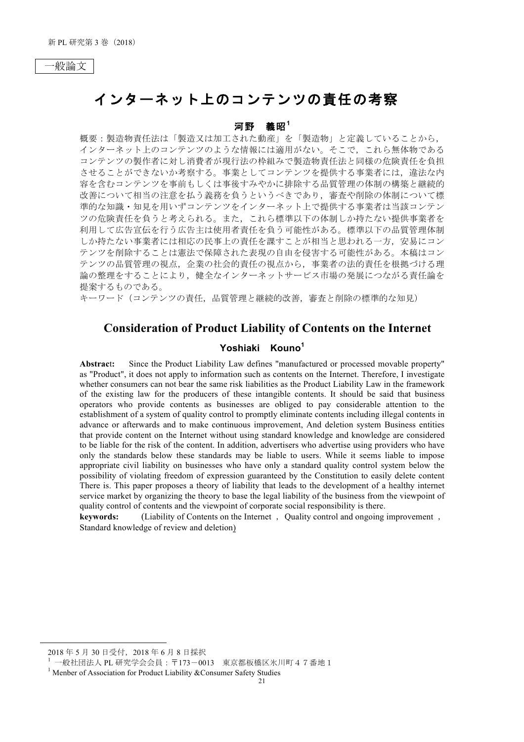一般論文

# インターネット上のコンテンツの責任の考察

**河野　義昭[1]**

概要：製造物責任法は「製造又は加工された動産」を「製造物」と定義していることから，インターネット上のコンテンツのような情報には適用がない。そこで，これら無体物であるコンテンツの製作者に対し消費者が現行法の枠組みで製造物責任法と同様の危険責任を負担させることができないか考察する。事業としてコンテンツを提供する事業者には，違法な内容を含むコンテンツを事前もしくは事後すみやかに排除する品質管理の体制の構築と継続的改善について相当の注意を払う義務を負うというべきであり，審査や削除の体制について標準的な知識・知見を用いずコンテンツをインターネット上で提供する事業者は当該コンテンツの危険責任を負うと考えられる。また，これら標準以下の体制しか持たない提供事業者を利用して広告宣伝を行う広告主は使用者責任を負う可能性がある。標準以下の品質管理体制しか持たない事業者には相応の民事上の責任を課すことが相当と思われる一方，安易にコンテンツを削除することは憲法で保障された表現の自由を侵害する可能性がある。本稿はコンテンツの品質管理の視点，企業の社会的責任の視点から，事業者の法的責任を根拠づける理論の整理をすることにより，健全なインターネットサービス市場の発展につながる責任論を提案するものである。

キーワード（コンテンツの責任，品質管理と継続的改善，審査と削除の標準的な知見）

# Consideration of Product Liability of Contents on the Internet

**Yoshiaki　Kouno[1]**

**Abstract:**　Since the Product Liability Law defines "manufactured or processed movable property" as "Product", it does not apply to information such as contents on the Internet. Therefore, I investigate whether consumers can not bear the same risk liabilities as the Product Liability Law in the framework of the existing law for the producers of these intangible contents. It should be said that business operators who provide contents as businesses are obliged to pay considerable attention to the establishment of a system of quality control to promptly eliminate contents including illegal contents in advance or afterwards and to make continuous improvement, And deletion system Business entities that provide content on the Internet without using standard knowledge and knowledge are considered to be liable for the risk of the content. In addition, advertisers who advertise using providers who have only the standards below these standards may be liable to users. While it seems liable to impose appropriate civil liability on businesses who have only a standard quality control system below the possibility of violating freedom of expression guaranteed by the Constitution to easily delete content There is. This paper proposes a theory of liability that leads to the development of a healthy internet service market by organizing the theory to base the legal liability of the business from the viewpoint of quality control of contents and the viewpoint of corporate social responsibility is there.

**keywords:**　(Liability of Contents on the Internet ， Quality control and ongoing improvement ， Standard knowledge of review and deletion)

---

2018 年 5 月 30 日受付，2018 年 6 月 8 日採択

[1] 一般社団法人 PL 研究学会会員：〒173－0013　東京都板橋区氷川町４７番地１

[1] Menber of Association for Product Liability &Consumer Safety Studies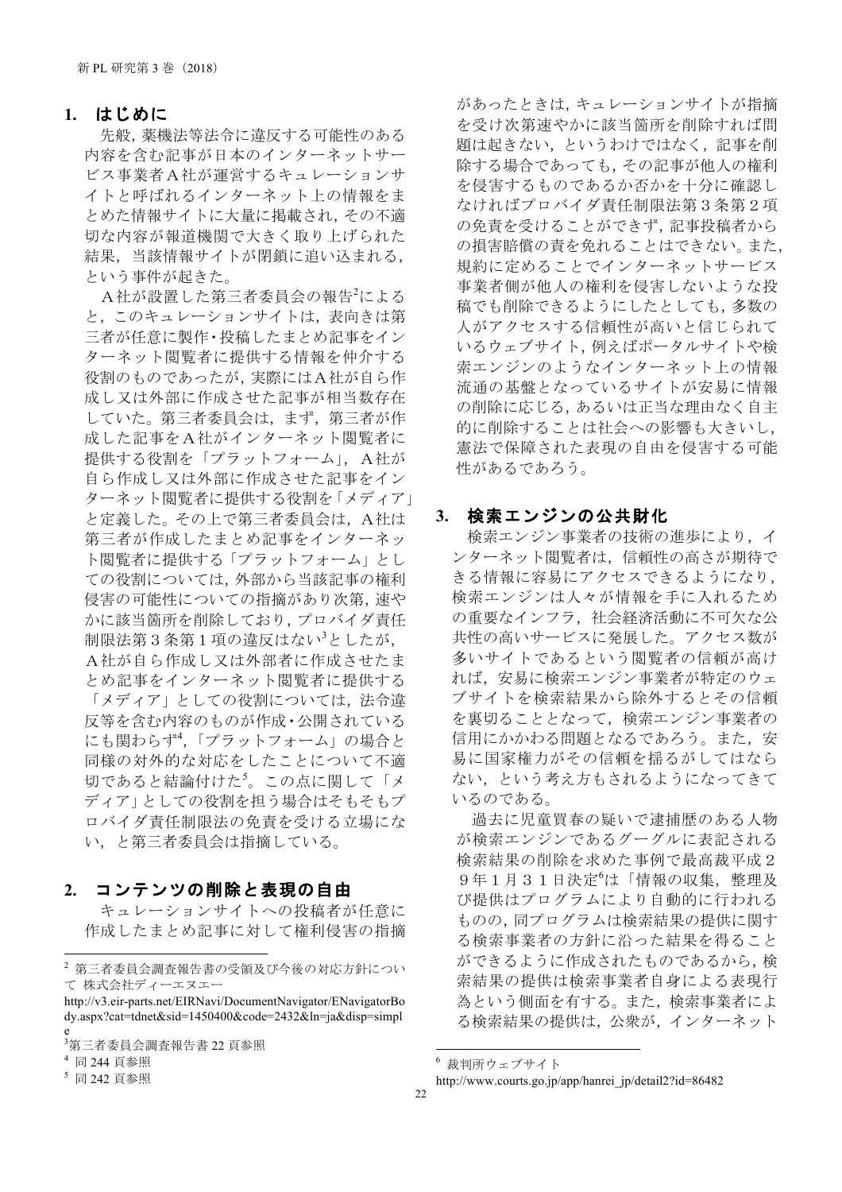## 1. はじめに

先般，薬機法等法令に違反する可能性のある内容を含む記事が日本のインターネットサービス事業者Ａ社が運営するキュレーションサイトと呼ばれるインターネット上の情報をまとめた情報サイトに大量に掲載され，その不適切な内容が報道機関で大きく取り上げられた結果，当該情報サイトが閉鎖に追い込まれる，という事件が起きた。

Ａ社が設置した第三者委員会の報告[2]によると，このキュレーションサイトは，表向きは第三者が任意に製作・投稿したまとめ記事をインターネット閲覧者に提供する情報を仲介する役割のものであったが，実際にはＡ社が自ら作成し又は外部に作成させた記事が相当数存在していた。第三者委員会は，まず，第三者が作成した記事をＡ社がインターネット閲覧者に提供する役割を「プラットフォーム」，Ａ社が自ら作成し又は外部に作成させた記事をインターネット閲覧者に提供する役割を「メディア」と定義した。その上で第三者委員会は，Ａ社は第三者が作成したまとめ記事をインターネット閲覧者に提供する「プラットフォーム」としての役割については，外部から当該記事の権利侵害の可能性についての指摘があり次第，速やかに該当箇所を削除しており，プロバイダ責任制限法第３条第１項の違反はない[3]としたが，Ａ社が自ら作成し又は外部者に作成させたまとめ記事をインターネット閲覧者に提供する「メディア」としての役割については，法令違反等を含む内容のものが作成・公開されているにも関わらず[4]，「プラットフォーム」の場合と同様の対外的な対応をしたことについて不適切であると結論付けた[5]。この点に関して「メディア」としての役割を担う場合はそもそもプロバイダ責任制限法の免責を受ける立場にない，と第三者委員会は指摘している。

## 2. コンテンツの削除と表現の自由

キュレーションサイトへの投稿者が任意に作成したまとめ記事に対して権利侵害の指摘があったときは，キュレーションサイトが指摘を受け次第速やかに該当箇所を削除すれば問題は起きない，というわけではなく，記事を削除する場合であっても，その記事が他人の権利を侵害するものであるか否かを十分に確認しなければプロバイダ責任制限法第３条第２項の免責を受けることができず，記事投稿者からの損害賠償の責を免れることはできない。また，規約に定めることでインターネットサービス事業者側が他人の権利を侵害しないような投稿でも削除できるようにしたとしても，多数の人がアクセスする信頼性が高いと信じられているウェブサイト，例えばポータルサイトや検索エンジンのようなインターネット上の情報流通の基盤となっているサイトが安易に情報の削除に応じる，あるいは正当な理由なく自主的に削除することは社会への影響も大きいし，憲法で保障された表現の自由を侵害する可能性があるであろう。

## 3. 検索エンジンの公共財化

検索エンジン事業者の技術の進歩により，インターネット閲覧者は，信頼性の高さが期待できる情報に容易にアクセスできるようになり，検索エンジンは人々が情報を手に入れるための重要なインフラ，社会経済活動に不可欠な公共性の高いサービスに発展した。アクセス数が多いサイトであるという閲覧者の信頼が高ければ，安易に検索エンジン事業者が特定のウェブサイトを検索結果から除外するとその信頼を裏切ることとなって，検索エンジン事業者の信用にかかわる問題となるであろう。また，安易に国家権力がその信頼を揺るがしてはならない，という考え方もされるようになってきているのである。

過去に児童買春の疑いで逮捕歴のある人物が検索エンジンであるグーグルに表記される検索結果の削除を求めた事例で最高裁平成２９年１月３１日決定[6]は「情報の収集，整理及び提供はプログラムにより自動的に行われるものの，同プログラムは検索結果の提供に関する検索事業者の方針に沿った結果を得ることができるように作成されたものであるから，検索結果の提供は検索事業者自身による表現行為という側面を有する。また，検索事業者による検索結果の提供は，公衆が，インターネット

---

[2] 第三者委員会調査報告書の受領及び今後の対応方針について 株式会社ディーエヌエー
http://v3.eir-parts.net/EIRNavi/DocumentNavigator/ENavigatorBody.aspx?cat=tdnet&sid=1450400&code=2432&ln=ja&disp=simple

[3] 第三者委員会調査報告書 22 頁参照

[4] 同 244 頁参照

[5] 同 242 頁参照

[6] 裁判所ウェブサイト
http://www.courts.go.jp/app/hanrei_jp/detail2?id=86482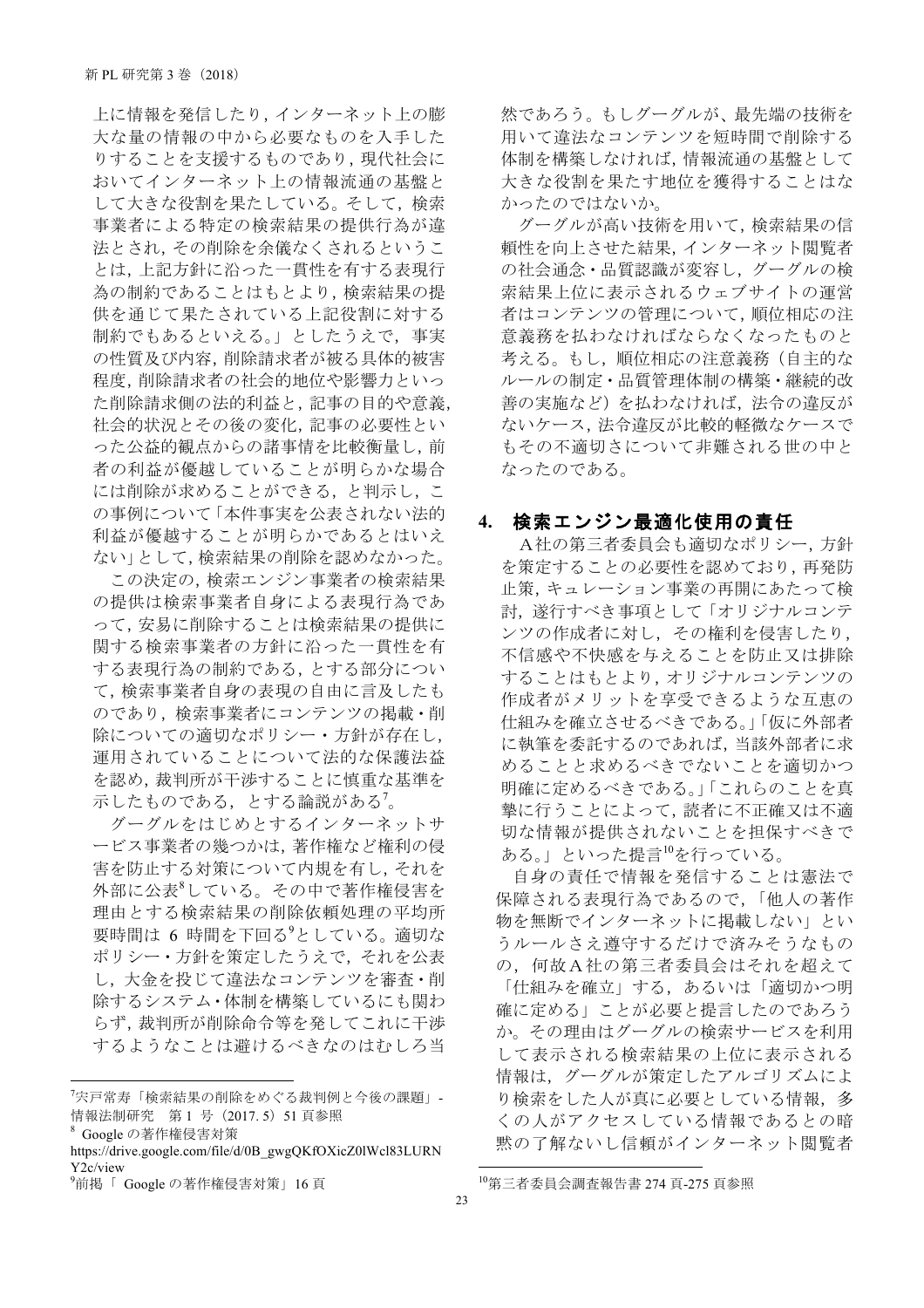上に情報を発信したり，インターネット上の膨大な量の情報の中から必要なものを入手したりすることを支援するものであり，現代社会においてインターネット上の情報流通の基盤として大きな役割を果たしている。そして，検索事業者による特定の検索結果の提供行為が違法とされ，その削除を余儀なくされるということは，上記方針に沿った一貫性を有する表現行為の制約であることはもとより，検索結果の提供を通じて果たされている上記役割に対する制約でもあるといえる。」としたうえで，事実の性質及び内容，削除請求者が被る具体的被害程度，削除請求者の社会的地位や影響力といった削除請求側の法的利益と，記事の目的や意義，社会的状況とその後の変化，記事の必要性といった公益的観点からの諸事情を比較衡量し，前者の利益が優越していることが明らかな場合には削除が求めることができる，と判示し，この事例について「本件事実を公表されない法的利益が優越することが明らかであるとはいえない」として，検索結果の削除を認めなかった。

この決定の，検索エンジン事業者の検索結果の提供は検索事業者自身による表現行為であって，安易に削除することは検索結果の提供に関する検索事業者の方針に沿った一貫性を有する表現行為の制約である，とする部分について，検索事業者自身の表現の自由に言及したものであり，検索事業者にコンテンツの掲載・削除についての適切なポリシー・方針が存在し，運用されていることについて法的な保護法益を認め，裁判所が干渉することに慎重な基準を示したものである，とする論説がある[7]。

グーグルをはじめとするインターネットサービス事業者の幾つかは，著作権など権利の侵害を防止する対策について内規を有し，それを外部に公表[8]している。その中で著作権侵害を理由とする検索結果の削除依頼処理の平均所要時間は 6 時間を下回る[9]としている。適切なポリシー・方針を策定したうえで，それを公表し，大金を投じて違法なコンテンツを審査・削除するシステム・体制を構築しているにも関わらず，裁判所が削除命令等を発してこれに干渉するようなことは避けるべきなのはむしろ当然であろう。もしグーグルが，最先端の技術を用いて違法なコンテンツを短時間で削除する体制を構築しなければ，情報流通の基盤として大きな役割を果たす地位を獲得することはなかったのではないか。

グーグルが高い技術を用いて，検索結果の信頼性を向上させた結果，インターネット閲覧者の社会通念・品質認識が変容し，グーグルの検索結果上位に表示されるウェブサイトの運営者はコンテンツの管理について，順位相応の注意義務を払わなければならなくなったものと考える。もし，順位相応の注意義務（自主的なルールの制定・品質管理体制の構築・継続的改善の実施など）を払わなければ，法令の違反がないケース，法令違反が比較的軽微なケースでもその不適切さについて非難される世の中となったのである。

## 4. 検索エンジン最適化使用の責任

A社の第三者委員会も適切なポリシー，方針を策定することの必要性を認めており，再発防止策，キュレーション事業の再開にあたって検討，遂行すべき事項として「オリジナルコンテンツの作成者に対し，その権利を侵害したり，不信感や不快感を与えることを防止又は排除することはもとより，オリジナルコンテンツの作成者がメリットを享受できるような互恵の仕組みを確立させるべきである。」「仮に外部者に執筆を委託するのであれば，当該外部者に求めることと求めるべきでないことを適切かつ明確に定めるべきである。」「これらのことを真摯に行うことによって，読者に不正確又は不適切な情報が提供されないことを担保すべきである。」といった提言[10]を行っている。

自身の責任で情報を発信することは憲法で保障される表現行為であるので，「他人の著作物を無断でインターネットに掲載しない」というルールさえ遵守するだけで済みそうなものの，何故A社の第三者委員会はそれを超えて「仕組みを確立」する，あるいは「適切かつ明確に定める」ことが必要と提言したのであろうか。その理由はグーグルの検索サービスを利用して表示される検索結果の上位に表示される情報は，グーグルが策定したアルゴリズムにより検索をした人が真に必要としている情報，多くの人がアクセスしている情報であるとの暗黙の了解ないし信頼がインターネット閲覧者

---

[7] 宍戸常寿「検索結果の削除をめぐる裁判例と今後の課題」- 情報法制研究　第 1 号（2017. 5）51 頁参照

[8] Google の著作権侵害対策 https://drive.google.com/file/d/0B_gwgQKfOXicZ0lWcl83LURNY2c/view

[9] 前掲「 Google の著作権侵害対策」16 頁

[10] 第三者委員会調査報告書 274 頁-275 頁参照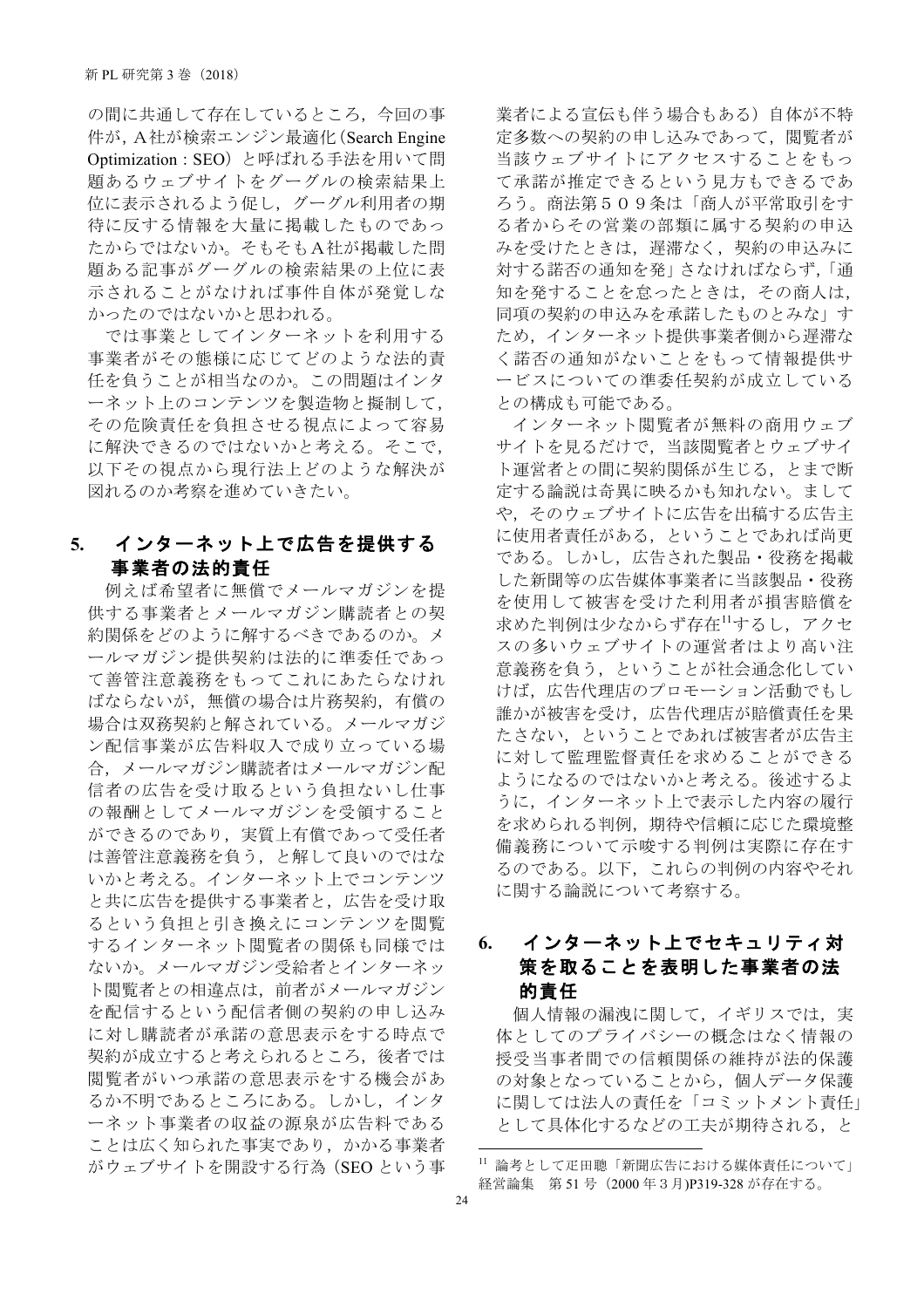の間に共通して存在しているところ，今回の事件が，A社が検索エンジン最適化（Search Engine Optimization : SEO）と呼ばれる手法を用いて問題あるウェブサイトをグーグルの検索結果上位に表示されるよう促し，グーグル利用者の期待に反する情報を大量に掲載したものであったからではないか。そもそもA社が掲載した問題ある記事がグーグルの検索結果の上位に表示されることがなければ事件自体が発覚しなかったのではないかと思われる。

では事業としてインターネットを利用する事業者がその態様に応じてどのような法的責任を負うことが相当なのか。この問題はインターネット上のコンテンツを製造物と擬制して，その危険責任を負担させる視点によって容易に解決できるのではないかと考える。そこで，以下その視点から現行法上どのような解決が図れるのか考察を進めていきたい。

## 5. インターネット上で広告を提供する事業者の法的責任

例えば希望者に無償でメールマガジンを提供する事業者とメールマガジン購読者との契約関係をどのように解するべきであるのか。メールマガジン提供契約は法的に準委任であって善管注意義務をもってこれにあたらなければならないが，無償の場合は片務契約，有償の場合は双務契約と解されている。メールマガジン配信事業が広告料収入で成り立っている場合，メールマガジン購読者はメールマガジン配信者の広告を受け取るという負担ないし仕事の報酬としてメールマガジンを受領することができるのであり，実質上有償であって受任者は善管注意義務を負う，と解して良いのではないかと考える。インターネット上でコンテンツと共に広告を提供する事業者と，広告を受け取るという負担と引き換えにコンテンツを閲覧するインターネット閲覧者の関係も同様ではないか。メールマガジン受給者とインターネット閲覧者との相違点は，前者がメールマガジンを配信するという配信者側の契約の申し込みに対し購読者が承諾の意思表示をする時点で契約が成立すると考えられるところ，後者では閲覧者がいつ承諾の意思表示をする機会があるか不明であるところにある。しかし，インターネット事業者の収益の源泉が広告料であることは広く知られた事実であり，かかる事業者がウェブサイトを開設する行為（SEO という事業者による宣伝も伴う場合もある）自体が不特定多数への契約の申し込みであって，閲覧者が当該ウェブサイトにアクセスすることをもって承諾が推定できるという見方もできるであろう。商法第５０９条は「商人が平常取引をする者からその営業の部類に属する契約の申込みを受けたときは，遅滞なく，契約の申込みに対する諾否の通知を発」さなければならず,「通知を発することを怠ったときは，その商人は，同項の契約の申込みを承諾したものとみな」すため，インターネット提供事業者側から遅滞なく諾否の通知がないことをもって情報提供サービスについての準委任契約が成立しているとの構成も可能である。

インターネット閲覧者が無料の商用ウェブサイトを見るだけで，当該閲覧者とウェブサイト運営者との間に契約関係が生じる，とまで断定する論説は奇異に映るかも知れない。ましてや，そのウェブサイトに広告を出稿する広告主に使用者責任がある，ということであれば尚更である。しかし，広告された製品・役務を掲載した新聞等の広告媒体事業者に当該製品・役務を使用して被害を受けた利用者が損害賠償を求めた判例は少なからず存在[11]するし，アクセスの多いウェブサイトの運営者はより高い注意義務を負う，ということが社会通念化していけば，広告代理店のプロモーション活動でもし誰かが被害を受け，広告代理店が賠償責任を果たさない，ということであれば被害者が広告主に対して監理監督責任を求めることができるようになるのではないかと考える。後述するように，インターネット上で表示した内容の履行を求められる判例，期待や信頼に応じた環境整備義務について示唆する判例は実際に存在するのである。以下，これらの判例の内容やそれに関する論説について考察する。

## 6. インターネット上でセキュリティ対策を取ることを表明した事業者の法的責任

個人情報の漏洩に関して，イギリスでは，実体としてのプライバシーの概念はなく情報の授受当事者間での信頼関係の維持が法的保護の対象となっていることから，個人データ保護に関しては法人の責任を「コミットメント責任」として具体化するなどの工夫が期待される，と

---

[11] 論考として疋田聰「新聞広告における媒体責任について」経営論集　第 51 号（2000 年３月)P319-328 が存在する。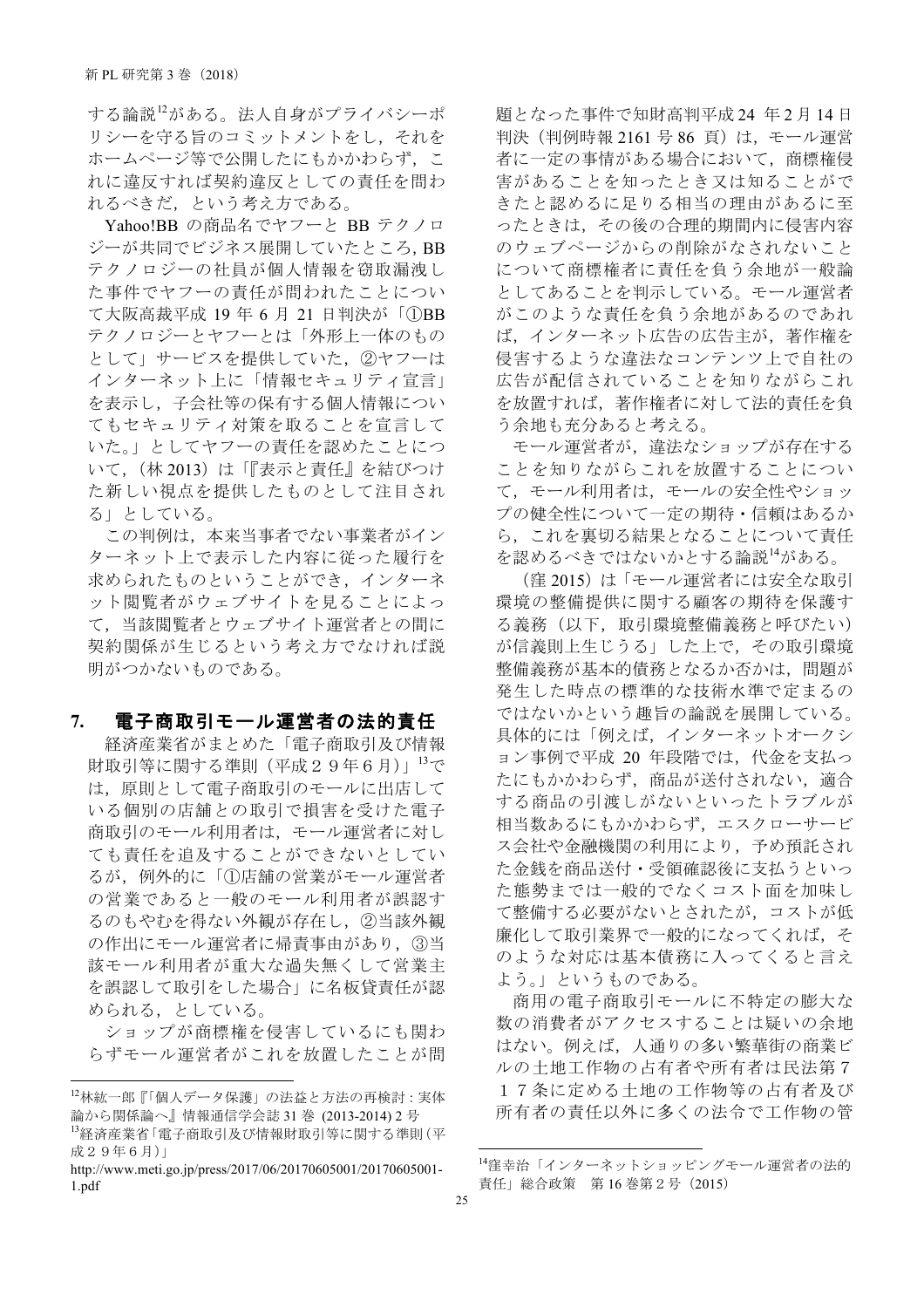する論説[12]がある。法人自身がプライバシーポリシーを守る旨のコミットメントをし，それをホームページ等で公開したにもかかわらず，これに違反すれば契約違反としての責任を問われるべきだ，という考え方である。

Yahoo!BB の商品名でヤフーと BB テクノロジーが共同でビジネス展開していたところ，BB テクノロジーの社員が個人情報を窃取漏洩した事件でヤフーの責任が問われたことについて大阪高裁平成 19 年 6 月 21 日判決が「①BB テクノロジーとヤフーとは「外形上一体のものとして」サービスを提供していた，②ヤフーはインターネット上に「情報セキュリティ宣言」を表示し，子会社等の保有する個人情報についてもセキュリティ対策を取ることを宣言していた。」としてヤフーの責任を認めたことについて，（林 2013）は「『表示と責任』を結びつけた新しい視点を提供したものとして注目される」としている。

この判例は，本来当事者でない事業者がインターネット上で表示した内容に従った履行を求められたものということができ，インターネット閲覧者がウェブサイトを見ることによって，当該閲覧者とウェブサイト運営者との間に契約関係が生じるという考え方でなければ説明がつかないものである。

## 7. 電子商取引モール運営者の法的責任

経済産業省がまとめた「電子商取引及び情報財取引等に関する準則（平成２９年６月）」[13]では，原則として電子商取引のモールに出店している個別の店舗との取引で損害を受けた電子商取引のモール利用者は，モール運営者に対しても責任を追及することができないとしているが，例外的に「①店舗の営業がモール運営者の営業であると一般のモール利用者が誤認するのもやむを得ない外観が存在し，②当該外観の作出にモール運営者に帰責事由があり，③当該モール利用者が重大な過失無くして営業主を誤認して取引をした場合」に名板貸責任が認められる，としている。

ショップが商標権を侵害しているにも関わらずモール運営者がこれを放置したことが問題となった事件で知財高判平成 24 年 2 月 14 日判決（判例時報 2161 号 86 頁）は，モール運営者に一定の事情がある場合において，商標権侵害があることを知ったとき又は知ることができたと認めるに足りる相当の理由があるに至ったときは，その後の合理的期間内に侵害内容のウェブページからの削除がなされないことについて商標権者に責任を負う余地が一般論としてあることを判示している。モール運営者がこのような責任を負う余地があるのであれば，インターネット広告の広告主が，著作権を侵害するような違法なコンテンツ上で自社の広告が配信されていることを知りながらこれを放置すれば，著作権者に対して法的責任を負う余地も充分あると考える。

モール運営者が，違法なショップが存在することを知りながらこれを放置することについて，モール利用者は，モールの安全性やショップの健全性について一定の期待・信頼はあるから，これを裏切る結果となることについて責任を認めるべきではないかとする論説[14]がある。

（窪 2015）は「モール運営者には安全な取引環境の整備提供に関する顧客の期待を保護する義務（以下，取引環境整備義務と呼びたい）が信義則上生じうる」した上で，その取引環境整備義務が基本的債務となるか否かは，問題が発生した時点の標準的な技術水準で定まるのではないかという趣旨の論説を展開している。具体的には「例えば，インターネットオークション事例で平成 20 年段階では，代金を支払ったにもかかわらず，商品が送付されない，適合する商品の引渡しがないといったトラブルが相当数あるにもかかわらず，エスクローサービス会社や金融機関の利用により，予め預託された金銭を商品送付・受領確認後に支払うといった態勢までは一般的でなくコスト面を加味して整備する必要がないとされたが，コストが低廉化して取引業界で一般的になってくれば，そのような対応は基本債務に入ってくると言えよう。」というものである。

商用の電子商取引モールに不特定の膨大な数の消費者がアクセスすることは疑いの余地はない。例えば，人通りの多い繁華街の商業ビルの土地工作物の占有者や所有者は民法第７１７条に定める土地の工作物等の占有者及び所有者の責任以外に多くの法令で工作物の管

---

[12] 林紘一郎『「個人データ保護」の法益と方法の再検討：実体論から関係論へ』情報通信学会誌 31 巻 (2013-2014) 2 号

[13] 経済産業省「電子商取引及び情報財取引等に関する準則（平成２９年６月）」 http://www.meti.go.jp/press/2017/06/20170605001/20170605001-1.pdf

[14] 窪幸治「インターネットショッピングモール運営者の法的責任」総合政策　第 16 巻第 2 号（2015）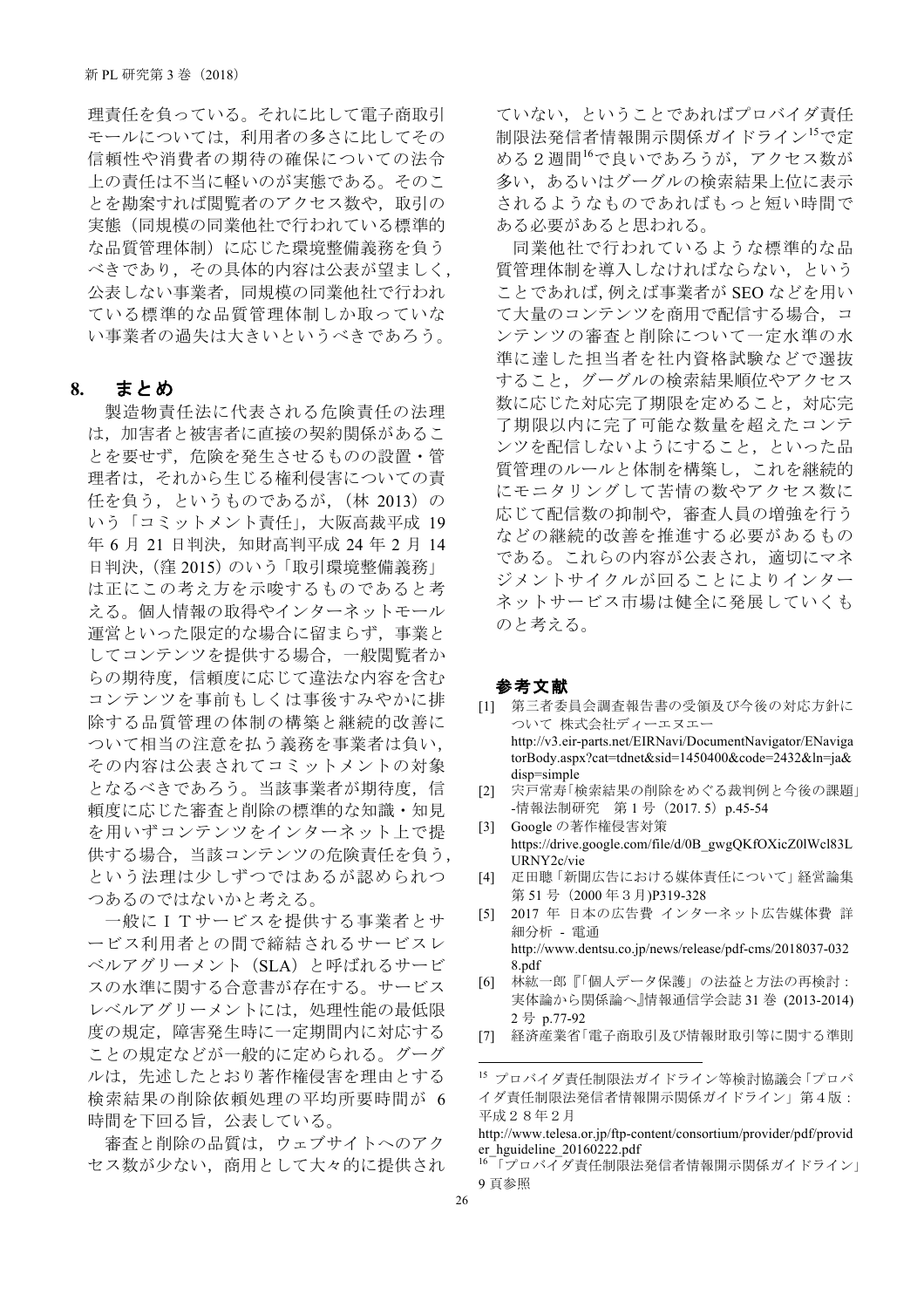理責任を負っている。それに比して電子商取引モールについては，利用者の多さに比してその信頼性や消費者の期待の確保についての法令上の責任は不当に軽いのが実態である。そのことを勘案すれば閲覧者のアクセス数や，取引の実態（同規模の同業他社で行われている標準的な品質管理体制）に応じた環境整備義務を負うべきであり，その具体的内容は公表が望ましく，公表しない事業者，同規模の同業他社で行われている標準的な品質管理体制しか取っていない事業者の過失は大きいというべきであろう。

## 8. まとめ

製造物責任法に代表される危険責任の法理は，加害者と被害者に直接の契約関係があることを要せず，危険を発生させるものの設置・管理者は，それから生じる権利侵害についての責任を負う，というものであるが，（林 2013）のいう「コミットメント責任」，大阪高裁平成 19 年 6 月 21 日判決，知財高判平成 24 年 2 月 14 日判決，（窪 2015）のいう「取引環境整備義務」は正にこの考え方を示唆するものであると考える。個人情報の取得やインターネットモール運営といった限定的な場合に留まらず，事業としてコンテンツを提供する場合，一般閲覧者からの期待度，信頼度に応じて違法な内容を含むコンテンツを事前もしくは事後すみやかに排除する品質管理の体制の構築と継続的改善について相当の注意を払う義務を事業者は負い，その内容は公表されてコミットメントの対象となるべきであろう。当該事業者が期待度，信頼度に応じた審査と削除の標準的な知識・知見を用いずコンテンツをインターネット上で提供する場合，当該コンテンツの危険責任を負う，という法理は少しずつではあるが認められつつあるのではないかと考える。

一般にＩＴサービスを提供する事業者とサービス利用者との間で締結されるサービスレベルアグリーメント（SLA）と呼ばれるサービスの水準に関する合意書が存在する。サービスレベルアグリーメントには，処理性能の最低限度の規定，障害発生時に一定期間内に対応することの規定などが一般的に定められる。グーグルは，先述したとおり著作権侵害を理由とする検索結果の削除依頼処理の平均所要時間が 6 時間を下回る旨，公表している。

審査と削除の品質は，ウェブサイトへのアクセス数が少ない，商用として大々的に提供されていない，ということであればプロバイダ責任制限法発信者情報開示関係ガイドライン[15]で定める２週間[16]で良いであろうが，アクセス数が多い，あるいはグーグルの検索結果上位に表示されるようなものであればもっと短い時間である必要があると思われる。

同業他社で行われているような標準的な品質管理体制を導入しなければならない，ということであれば，例えば事業者が SEO などを用いて大量のコンテンツを商用で配信する場合，コンテンツの審査と削除について一定水準の水準に達した担当者を社内資格試験などで選抜すること，グーグルの検索結果順位やアクセス数に応じた対応完了期限を定めること，対応完了期限以内に完了可能な数量を超えたコンテンツを配信しないようにすること，といった品質管理のルールと体制を構築し，これを継続的にモニタリングして苦情の数やアクセス数に応じて配信数の抑制や，審査人員の増強を行うなどの継続的改善を推進する必要があるものである。これらの内容が公表され，適切にマネジメントサイクルが回ることによりインターネットサービス市場は健全に発展していくものと考える。

## 参考文献

[1] 第三者委員会調査報告書の受領及び今後の対応方針について 株式会社ディーエヌエー http://v3.eir-parts.net/EIRNavi/DocumentNavigator/ENavigatorBody.aspx?cat=tdnet&sid=1450400&code=2432&ln=ja&disp=simple

[2] 宍戸常寿「検索結果の削除をめぐる裁判例と今後の課題」-情報法制研究　第 1 号（2017. 5）p.45-54

[3] Google の著作権侵害対策 https://drive.google.com/file/d/0B_gwgQKfOXicZ0lWcl83LURNY2c/vie

[4] 疋田聰「新聞広告における媒体責任について」経営論集 第 51 号（2000 年３月)P319-328

[5] 2017 年 日本の広告費 インターネット広告媒体費 詳細分析 - 電通 http://www.dentsu.co.jp/news/release/pdf-cms/2018037-0328.pdf

[6] 林紘一郎『「個人データ保護」の法益と方法の再検討 : 実体論から関係論へ』情報通信学会誌 31 巻 (2013-2014) 2 号 p.77-92

[7] 経済産業省「電子商取引及び情報財取引等に関する準則

---

[15] プロバイダ責任制限法ガイドライン等検討協議会「プロバイダ責任制限法発信者情報開示関係ガイドライン」第４版：平成２８年２月 http://www.telesa.or.jp/ftp-content/consortium/provider/pdf/provider_hguideline_20160222.pdf

[16] 「プロバイダ責任制限法発信者情報開示関係ガイドライン」9 頁参照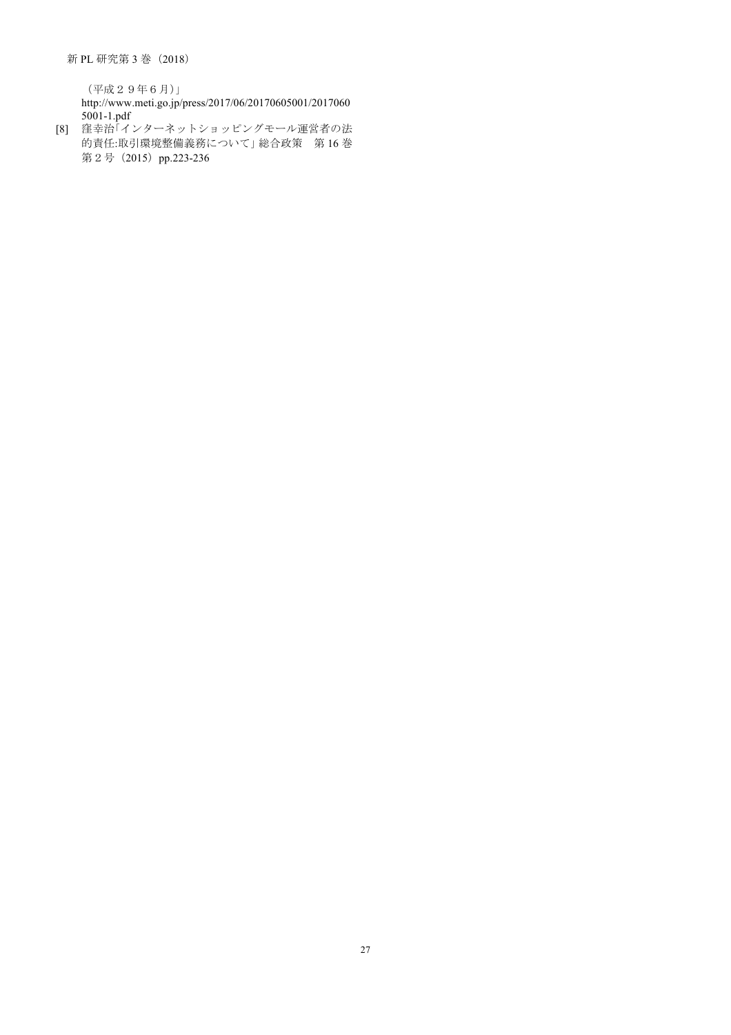（平成２９年６月）」
http://www.meti.go.jp/press/2017/06/20170605001/20170605001-1.pdf

[8] 窪幸治「インターネットショッピングモール運営者の法的責任:取引環境整備義務について」総合政策　第 16 巻第２号（2015）pp.223-236